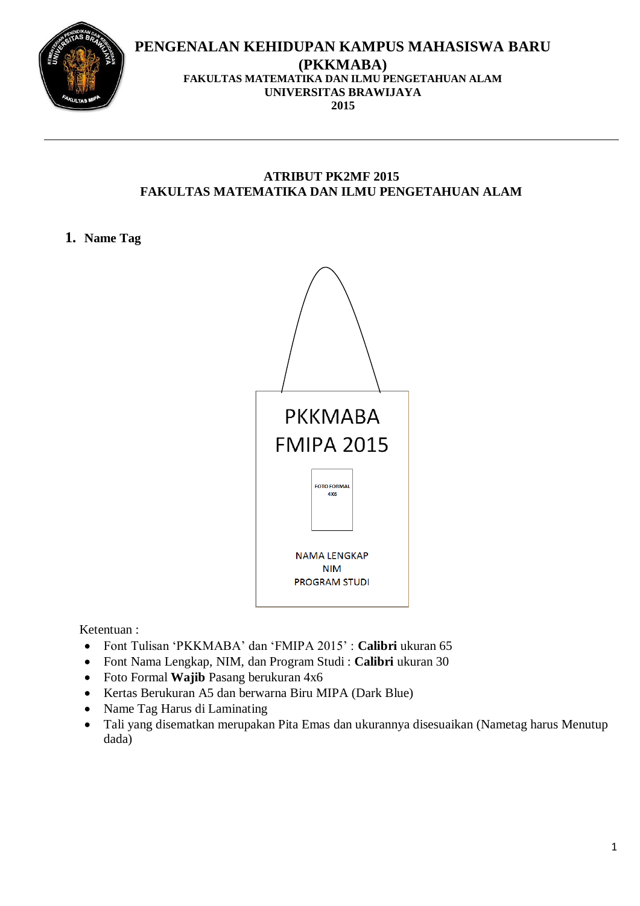# PENGENALAN KEHIDUPAN KAMPUS MAHASISWA BARU (PKKMABA)

**FAKULTAS MATEMATIKA DAN ILMU PENGETAHUAN ALAM**
**UNIVERSITAS BRAWIJAYA**
**2015**

---

## ATRIBUT PK2MF 2015
## FAKULTAS MATEMATIKA DAN ILMU PENGETAHUAN ALAM

### 1. Name Tag

PKKMABA
FMIPA 2015

FOTO FORMAL
4X6

NAMA LENGKAP
NIM
PROGRAM STUDI

Ketentuan :

- Font Tulisan 'PKKMABA' dan 'FMIPA 2015' : **Calibri** ukuran 65
- Font Nama Lengkap, NIM, dan Program Studi : **Calibri** ukuran 30
- Foto Formal **Wajib** Pasang berukuran 4x6
- Kertas Berukuran A5 dan berwarna Biru MIPA (Dark Blue)
- Name Tag Harus di Laminating
- Tali yang disematkan merupakan Pita Emas dan ukurannya disesuaikan (Nametag harus Menutup dada)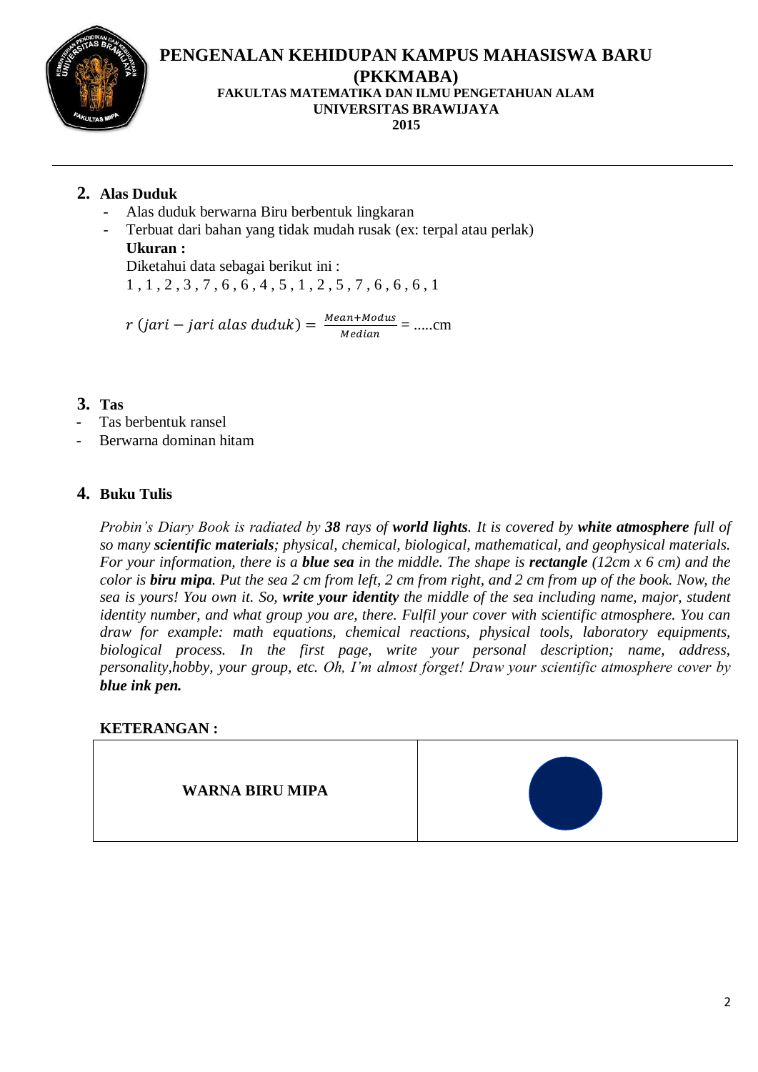2. **Alas Duduk**
   - Alas duduk berwarna Biru berbentuk lingkaran
   - Terbuat dari bahan yang tidak mudah rusak (ex: terpal atau perlak)

   **Ukuran :**

   Diketahui data sebagai berikut ini :

   1 , 1 , 2 , 3 , 7 , 6 , 6 , 4 , 5 , 1 , 2 , 5 , 7 , 6 , 6 , 6 , 1

   $r\ (jari-jari\ alas\ duduk) = \frac{Mean+Modus}{Median}$ = .....cm

3. **Tas**
- Tas berbentuk ransel
- Berwarna dominan hitam

4. **Buku Tulis**

   *Probin's Diary Book is radiated by **38** rays of **world lights**. It is covered by **white atmosphere** full of so many **scientific materials**; physical, chemical, biological, mathematical, and geophysical materials. For your information, there is a **blue sea** in the middle. The shape is **rectangle** (12cm x 6 cm) and the color is **biru mipa**. Put the sea 2 cm from left, 2 cm from right, and 2 cm from up of the book. Now, the sea is yours! You own it. So, **write your identity** the middle of the sea including name, major, student identity number, and what group you are, there. Fulfil your cover with scientific atmosphere. You can draw for example: math equations, chemical reactions, physical tools, laboratory equipments, biological process. In the first page, write your personal description; name, address, personality,hobby, your group, etc. Oh, I'm almost forget! Draw your scientific atmosphere cover by **blue ink pen.***

**KETERANGAN :**

| | |
|---|---|
| **WARNA BIRU MIPA** | |